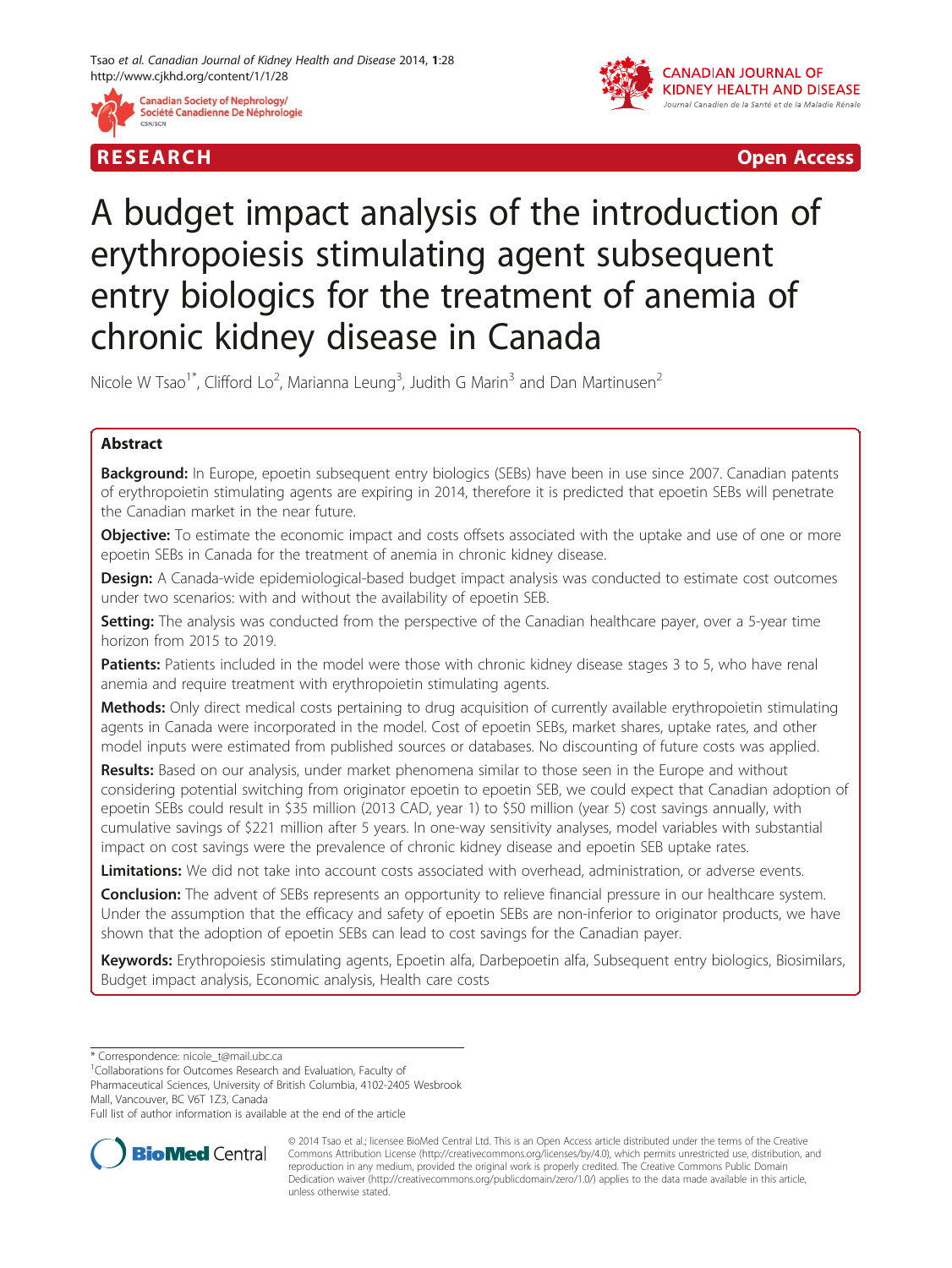RESEARCH Open Access

# A budget impact analysis of the introduction of erythropoiesis stimulating agent subsequent entry biologics for the treatment of anemia of chronic kidney disease in Canada

Nicole W Tsao[1*], Clifford Lo[2], Marianna Leung[3], Judith G Marin[3] and Dan Martinusen[2]

## Abstract

**Background:** In Europe, epoetin subsequent entry biologics (SEBs) have been in use since 2007. Canadian patents of erythropoietin stimulating agents are expiring in 2014, therefore it is predicted that epoetin SEBs will penetrate the Canadian market in the near future.

**Objective:** To estimate the economic impact and costs offsets associated with the uptake and use of one or more epoetin SEBs in Canada for the treatment of anemia in chronic kidney disease.

**Design:** A Canada-wide epidemiological-based budget impact analysis was conducted to estimate cost outcomes under two scenarios: with and without the availability of epoetin SEB.

**Setting:** The analysis was conducted from the perspective of the Canadian healthcare payer, over a 5-year time horizon from 2015 to 2019.

**Patients:** Patients included in the model were those with chronic kidney disease stages 3 to 5, who have renal anemia and require treatment with erythropoietin stimulating agents.

**Methods:** Only direct medical costs pertaining to drug acquisition of currently available erythropoietin stimulating agents in Canada were incorporated in the model. Cost of epoetin SEBs, market shares, uptake rates, and other model inputs were estimated from published sources or databases. No discounting of future costs was applied.

**Results:** Based on our analysis, under market phenomena similar to those seen in the Europe and without considering potential switching from originator epoetin to epoetin SEB, we could expect that Canadian adoption of epoetin SEBs could result in $35 million (2013 CAD, year 1) to $50 million (year 5) cost savings annually, with cumulative savings of $221 million after 5 years. In one-way sensitivity analyses, model variables with substantial impact on cost savings were the prevalence of chronic kidney disease and epoetin SEB uptake rates.

**Limitations:** We did not take into account costs associated with overhead, administration, or adverse events.

**Conclusion:** The advent of SEBs represents an opportunity to relieve financial pressure in our healthcare system. Under the assumption that the efficacy and safety of epoetin SEBs are non-inferior to originator products, we have shown that the adoption of epoetin SEBs can lead to cost savings for the Canadian payer.

**Keywords:** Erythropoiesis stimulating agents, Epoetin alfa, Darbepoetin alfa, Subsequent entry biologics, Biosimilars, Budget impact analysis, Economic analysis, Health care costs

---

* Correspondence: nicole_t@mail.ubc.ca

[1]Collaborations for Outcomes Research and Evaluation, Faculty of Pharmaceutical Sciences, University of British Columbia, 4102-2405 Wesbrook Mall, Vancouver, BC V6T 1Z3, Canada

Full list of author information is available at the end of the article

© 2014 Tsao et al.; licensee BioMed Central Ltd. This is an Open Access article distributed under the terms of the Creative Commons Attribution License (http://creativecommons.org/licenses/by/4.0), which permits unrestricted use, distribution, and reproduction in any medium, provided the original work is properly credited. The Creative Commons Public Domain Dedication waiver (http://creativecommons.org/publicdomain/zero/1.0/) applies to the data made available in this article, unless otherwise stated.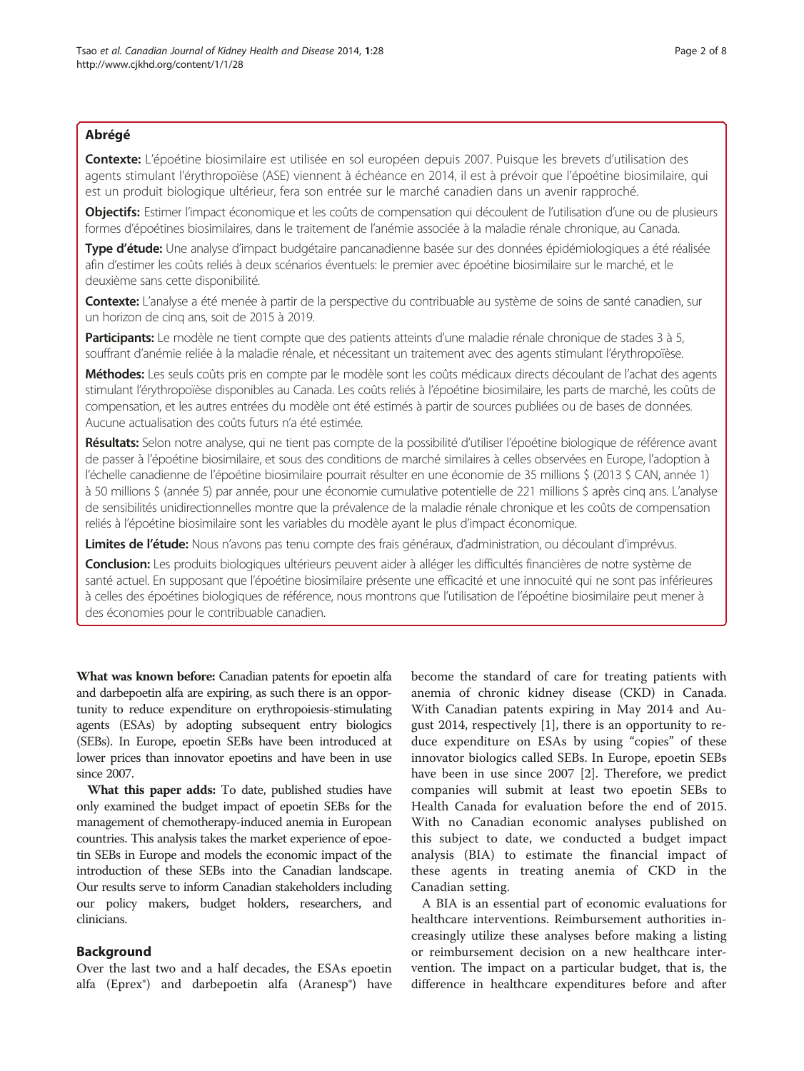## Abrégé

**Contexte:** L'époétine biosimilaire est utilisée en sol européen depuis 2007. Puisque les brevets d'utilisation des agents stimulant l'érythropoïèse (ASE) viennent à échéance en 2014, il est à prévoir que l'époétine biosimilaire, qui est un produit biologique ultérieur, fera son entrée sur le marché canadien dans un avenir rapproché.

**Objectifs:** Estimer l'impact économique et les coûts de compensation qui découlent de l'utilisation d'une ou de plusieurs formes d'époétines biosimilaires, dans le traitement de l'anémie associée à la maladie rénale chronique, au Canada.

**Type d'étude:** Une analyse d'impact budgétaire pancanadienne basée sur des données épidémiologiques a été réalisée afin d'estimer les coûts reliés à deux scénarios éventuels: le premier avec époétine biosimilaire sur le marché, et le deuxième sans cette disponibilité.

**Contexte:** L'analyse a été menée à partir de la perspective du contribuable au système de soins de santé canadien, sur un horizon de cinq ans, soit de 2015 à 2019.

**Participants:** Le modèle ne tient compte que des patients atteints d'une maladie rénale chronique de stades 3 à 5, souffrant d'anémie reliée à la maladie rénale, et nécessitant un traitement avec des agents stimulant l'érythropoïèse.

**Méthodes:** Les seuls coûts pris en compte par le modèle sont les coûts médicaux directs découlant de l'achat des agents stimulant l'érythropoïèse disponibles au Canada. Les coûts reliés à l'époétine biosimilaire, les parts de marché, les coûts de compensation, et les autres entrées du modèle ont été estimés à partir de sources publiées ou de bases de données. Aucune actualisation des coûts futurs n'a été estimée.

**Résultats:** Selon notre analyse, qui ne tient pas compte de la possibilité d'utiliser l'époétine biologique de référence avant de passer à l'époétine biosimilaire, et sous des conditions de marché similaires à celles observées en Europe, l'adoption à l'échelle canadienne de l'époétine biosimilaire pourrait résulter en une économie de 35 millions $ (2013 $ CAN, année 1) à 50 millions $ (année 5) par année, pour une économie cumulative potentielle de 221 millions $ après cinq ans. L'analyse de sensibilités unidirectionnelles montre que la prévalence de la maladie rénale chronique et les coûts de compensation reliés à l'époétine biosimilaire sont les variables du modèle ayant le plus d'impact économique.

**Limites de l'étude:** Nous n'avons pas tenu compte des frais généraux, d'administration, ou découlant d'imprévus.

**Conclusion:** Les produits biologiques ultérieurs peuvent aider à alléger les difficultés financières de notre système de santé actuel. En supposant que l'époétine biosimilaire présente une efficacité et une innocuité qui ne sont pas inférieures à celles des époétines biologiques de référence, nous montrons que l'utilisation de l'époétine biosimilaire peut mener à des économies pour le contribuable canadien.

**What was known before:** Canadian patents for epoetin alfa and darbepoetin alfa are expiring, as such there is an opportunity to reduce expenditure on erythropoiesis-stimulating agents (ESAs) by adopting subsequent entry biologics (SEBs). In Europe, epoetin SEBs have been introduced at lower prices than innovator epoetins and have been in use since 2007.

**What this paper adds:** To date, published studies have only examined the budget impact of epoetin SEBs for the management of chemotherapy-induced anemia in European countries. This analysis takes the market experience of epoetin SEBs in Europe and models the economic impact of the introduction of these SEBs into the Canadian landscape. Our results serve to inform Canadian stakeholders including our policy makers, budget holders, researchers, and clinicians.

## Background

Over the last two and a half decades, the ESAs epoetin alfa (Eprex®) and darbepoetin alfa (Aranesp®) have become the standard of care for treating patients with anemia of chronic kidney disease (CKD) in Canada. With Canadian patents expiring in May 2014 and August 2014, respectively [1], there is an opportunity to reduce expenditure on ESAs by using "copies" of these innovator biologics called SEBs. In Europe, epoetin SEBs have been in use since 2007 [2]. Therefore, we predict companies will submit at least two epoetin SEBs to Health Canada for evaluation before the end of 2015. With no Canadian economic analyses published on this subject to date, we conducted a budget impact analysis (BIA) to estimate the financial impact of these agents in treating anemia of CKD in the Canadian setting.

A BIA is an essential part of economic evaluations for healthcare interventions. Reimbursement authorities increasingly utilize these analyses before making a listing or reimbursement decision on a new healthcare intervention. The impact on a particular budget, that is, the difference in healthcare expenditures before and after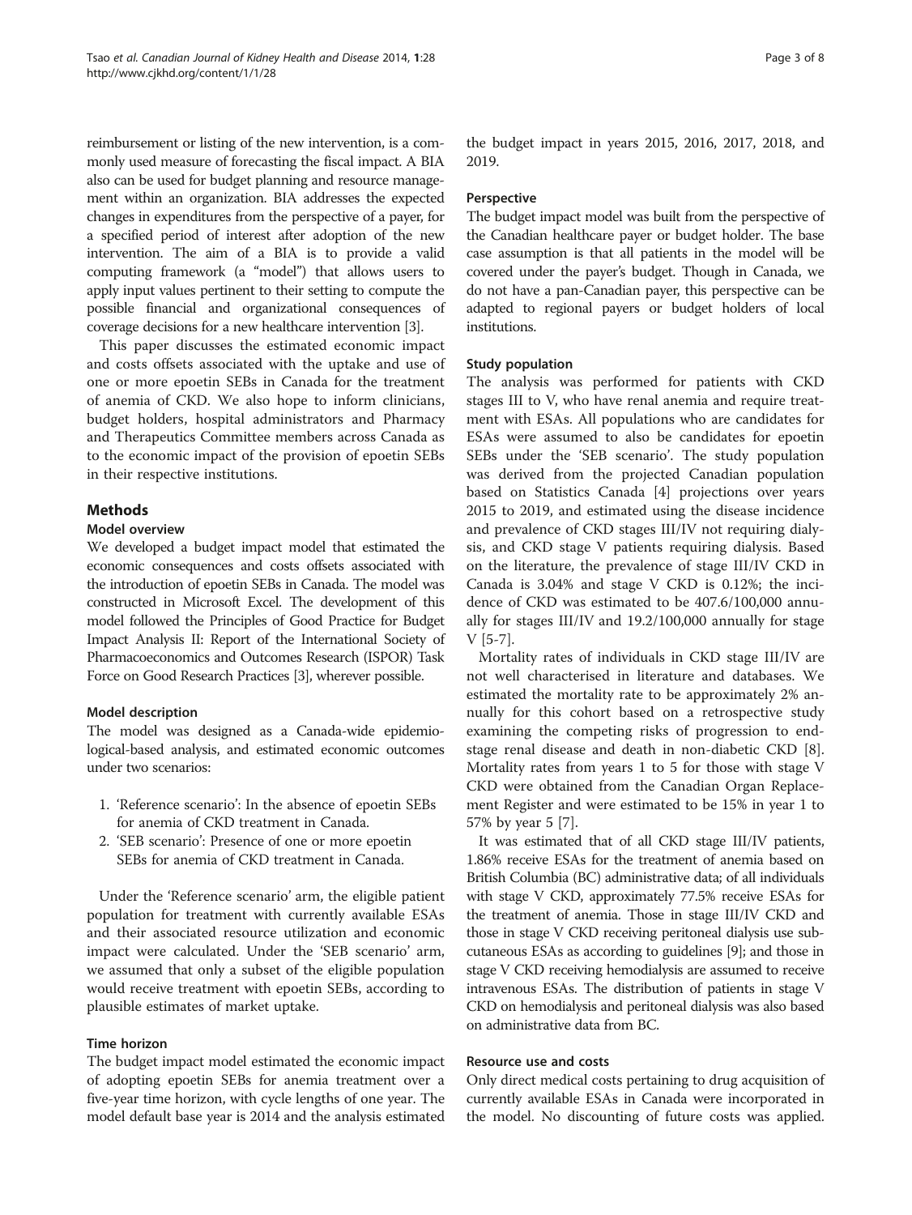reimbursement or listing of the new intervention, is a commonly used measure of forecasting the fiscal impact. A BIA also can be used for budget planning and resource management within an organization. BIA addresses the expected changes in expenditures from the perspective of a payer, for a specified period of interest after adoption of the new intervention. The aim of a BIA is to provide a valid computing framework (a "model") that allows users to apply input values pertinent to their setting to compute the possible financial and organizational consequences of coverage decisions for a new healthcare intervention [3].

This paper discusses the estimated economic impact and costs offsets associated with the uptake and use of one or more epoetin SEBs in Canada for the treatment of anemia of CKD. We also hope to inform clinicians, budget holders, hospital administrators and Pharmacy and Therapeutics Committee members across Canada as to the economic impact of the provision of epoetin SEBs in their respective institutions.

## Methods

### Model overview

We developed a budget impact model that estimated the economic consequences and costs offsets associated with the introduction of epoetin SEBs in Canada. The model was constructed in Microsoft Excel. The development of this model followed the Principles of Good Practice for Budget Impact Analysis II: Report of the International Society of Pharmacoeconomics and Outcomes Research (ISPOR) Task Force on Good Research Practices [3], wherever possible.

### Model description

The model was designed as a Canada-wide epidemiological-based analysis, and estimated economic outcomes under two scenarios:

1. 'Reference scenario': In the absence of epoetin SEBs for anemia of CKD treatment in Canada.
2. 'SEB scenario': Presence of one or more epoetin SEBs for anemia of CKD treatment in Canada.

Under the 'Reference scenario' arm, the eligible patient population for treatment with currently available ESAs and their associated resource utilization and economic impact were calculated. Under the 'SEB scenario' arm, we assumed that only a subset of the eligible population would receive treatment with epoetin SEBs, according to plausible estimates of market uptake.

### Time horizon

The budget impact model estimated the economic impact of adopting epoetin SEBs for anemia treatment over a five-year time horizon, with cycle lengths of one year. The model default base year is 2014 and the analysis estimated the budget impact in years 2015, 2016, 2017, 2018, and 2019.

### Perspective

The budget impact model was built from the perspective of the Canadian healthcare payer or budget holder. The base case assumption is that all patients in the model will be covered under the payer's budget. Though in Canada, we do not have a pan-Canadian payer, this perspective can be adapted to regional payers or budget holders of local institutions.

### Study population

The analysis was performed for patients with CKD stages III to V, who have renal anemia and require treatment with ESAs. All populations who are candidates for ESAs were assumed to also be candidates for epoetin SEBs under the 'SEB scenario'. The study population was derived from the projected Canadian population based on Statistics Canada [4] projections over years 2015 to 2019, and estimated using the disease incidence and prevalence of CKD stages III/IV not requiring dialysis, and CKD stage V patients requiring dialysis. Based on the literature, the prevalence of stage III/IV CKD in Canada is 3.04% and stage V CKD is 0.12%; the incidence of CKD was estimated to be 407.6/100,000 annually for stages III/IV and 19.2/100,000 annually for stage V [5-7].

Mortality rates of individuals in CKD stage III/IV are not well characterised in literature and databases. We estimated the mortality rate to be approximately 2% annually for this cohort based on a retrospective study examining the competing risks of progression to end-stage renal disease and death in non-diabetic CKD [8]. Mortality rates from years 1 to 5 for those with stage V CKD were obtained from the Canadian Organ Replacement Register and were estimated to be 15% in year 1 to 57% by year 5 [7].

It was estimated that of all CKD stage III/IV patients, 1.86% receive ESAs for the treatment of anemia based on British Columbia (BC) administrative data; of all individuals with stage V CKD, approximately 77.5% receive ESAs for the treatment of anemia. Those in stage III/IV CKD and those in stage V CKD receiving peritoneal dialysis use subcutaneous ESAs as according to guidelines [9]; and those in stage V CKD receiving hemodialysis are assumed to receive intravenous ESAs. The distribution of patients in stage V CKD on hemodialysis and peritoneal dialysis was also based on administrative data from BC.

### Resource use and costs

Only direct medical costs pertaining to drug acquisition of currently available ESAs in Canada were incorporated in the model. No discounting of future costs was applied.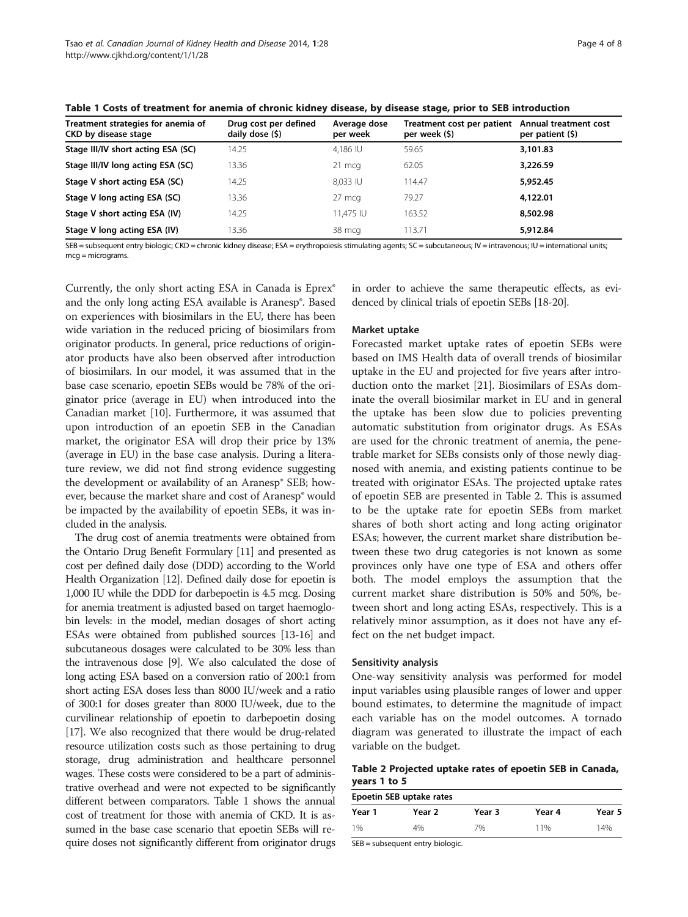**Table 1 Costs of treatment for anemia of chronic kidney disease, by disease stage, prior to SEB introduction**

| Treatment strategies for anemia of CKD by disease stage | Drug cost per defined daily dose ($) | Average dose per week | Treatment cost per patient per week ($) | Annual treatment cost per patient ($) |
|---|---|---|---|---|
| **Stage III/IV short acting ESA (SC)** | 14.25 | 4,186 IU | 59.65 | **3,101.83** |
| **Stage III/IV long acting ESA (SC)** | 13.36 | 21 mcg | 62.05 | **3,226.59** |
| **Stage V short acting ESA (SC)** | 14.25 | 8,033 IU | 114.47 | **5,952.45** |
| **Stage V long acting ESA (SC)** | 13.36 | 27 mcg | 79.27 | **4,122.01** |
| **Stage V short acting ESA (IV)** | 14.25 | 11,475 IU | 163.52 | **8,502.98** |
| **Stage V long acting ESA (IV)** | 13.36 | 38 mcg | 113.71 | **5,912.84** |

SEB = subsequent entry biologic; CKD = chronic kidney disease; ESA = erythropoiesis stimulating agents; SC = subcutaneous; IV = intravenous; IU = international units; mcg = micrograms.

Currently, the only short acting ESA in Canada is Eprex® and the only long acting ESA available is Aranesp®. Based on experiences with biosimilars in the EU, there has been wide variation in the reduced pricing of biosimilars from originator products. In general, price reductions of originator products have also been observed after introduction of biosimilars. In our model, it was assumed that in the base case scenario, epoetin SEBs would be 78% of the originator price (average in EU) when introduced into the Canadian market [10]. Furthermore, it was assumed that upon introduction of an epoetin SEB in the Canadian market, the originator ESA will drop their price by 13% (average in EU) in the base case analysis. During a literature review, we did not find strong evidence suggesting the development or availability of an Aranesp® SEB; however, because the market share and cost of Aranesp® would be impacted by the availability of epoetin SEBs, it was included in the analysis.

The drug cost of anemia treatments were obtained from the Ontario Drug Benefit Formulary [11] and presented as cost per defined daily dose (DDD) according to the World Health Organization [12]. Defined daily dose for epoetin is 1,000 IU while the DDD for darbepoetin is 4.5 mcg. Dosing for anemia treatment is adjusted based on target haemoglobin levels: in the model, median dosages of short acting ESAs were obtained from published sources [13-16] and subcutaneous dosages were calculated to be 30% less than the intravenous dose [9]. We also calculated the dose of long acting ESA based on a conversion ratio of 200:1 from short acting ESA doses less than 8000 IU/week and a ratio of 300:1 for doses greater than 8000 IU/week, due to the curvilinear relationship of epoetin to darbepoetin dosing [17]. We also recognized that there would be drug-related resource utilization costs such as those pertaining to drug storage, drug administration and healthcare personnel wages. These costs were considered to be a part of administrative overhead and were not expected to be significantly different between comparators. Table 1 shows the annual cost of treatment for those with anemia of CKD. It is assumed in the base case scenario that epoetin SEBs will require doses not significantly different from originator drugs in order to achieve the same therapeutic effects, as evidenced by clinical trials of epoetin SEBs [18-20].

### Market uptake

Forecasted market uptake rates of epoetin SEBs were based on IMS Health data of overall trends of biosimilar uptake in the EU and projected for five years after introduction onto the market [21]. Biosimilars of ESAs dominate the overall biosimilar market in EU and in general the uptake has been slow due to policies preventing automatic substitution from originator drugs. As ESAs are used for the chronic treatment of anemia, the penetrable market for SEBs consists only of those newly diagnosed with anemia, and existing patients continue to be treated with originator ESAs. The projected uptake rates of epoetin SEB are presented in Table 2. This is assumed to be the uptake rate for epoetin SEBs from market shares of both short acting and long acting originator ESAs; however, the current market share distribution between these two drug categories is not known as some provinces only have one type of ESA and others offer both. The model employs the assumption that the current market share distribution is 50% and 50%, between short and long acting ESAs, respectively. This is a relatively minor assumption, as it does not have any effect on the net budget impact.

### Sensitivity analysis

One-way sensitivity analysis was performed for model input variables using plausible ranges of lower and upper bound estimates, to determine the magnitude of impact each variable has on the model outcomes. A tornado diagram was generated to illustrate the impact of each variable on the budget.

**Table 2 Projected uptake rates of epoetin SEB in Canada, years 1 to 5**

| Epoetin SEB uptake rates | | | | |
|---|---|---|---|---|
| **Year 1** | **Year 2** | **Year 3** | **Year 4** | **Year 5** |
| 1% | 4% | 7% | 11% | 14% |

SEB = subsequent entry biologic.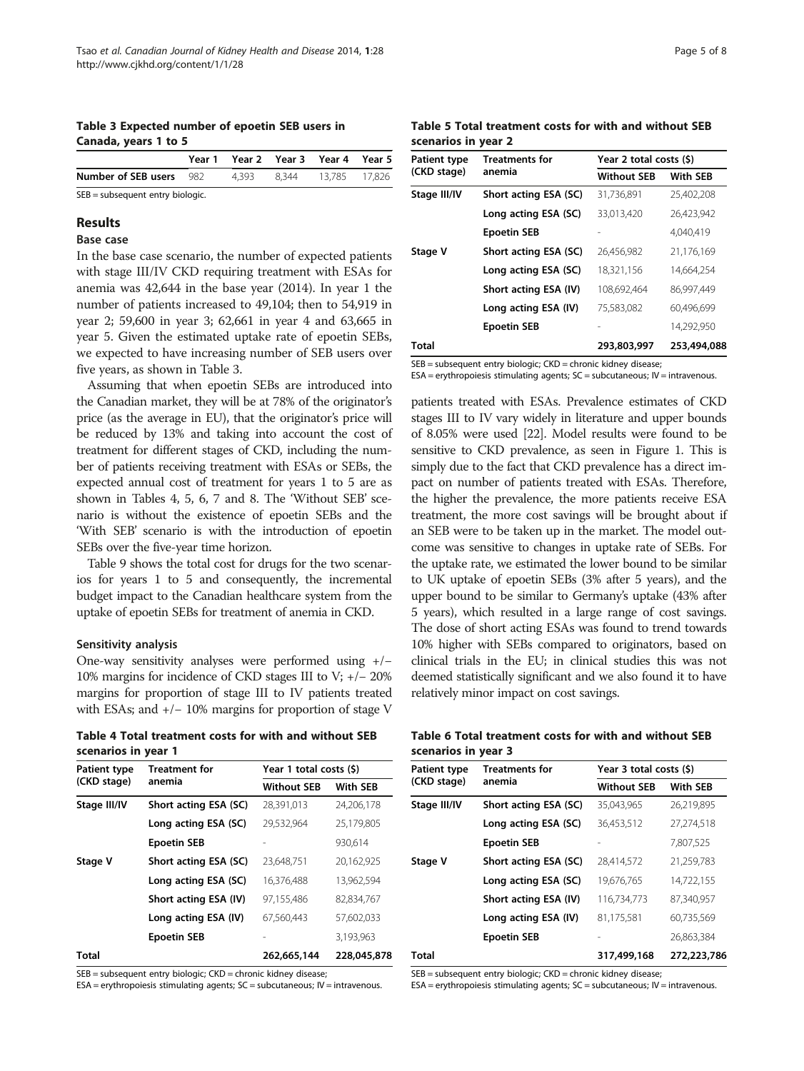**Table 3 Expected number of epoetin SEB users in Canada, years 1 to 5**

| | Year 1 | Year 2 | Year 3 | Year 4 | Year 5 |
|---|---|---|---|---|---|
| **Number of SEB users** | 982 | 4,393 | 8,344 | 13,785 | 17,826 |

SEB = subsequent entry biologic.

## Results

### Base case

In the base case scenario, the number of expected patients with stage III/IV CKD requiring treatment with ESAs for anemia was 42,644 in the base year (2014). In year 1 the number of patients increased to 49,104; then to 54,919 in year 2; 59,600 in year 3; 62,661 in year 4 and 63,665 in year 5. Given the estimated uptake rate of epoetin SEBs, we expected to have increasing number of SEB users over five years, as shown in Table 3.

Assuming that when epoetin SEBs are introduced into the Canadian market, they will be at 78% of the originator's price (as the average in EU), that the originator's price will be reduced by 13% and taking into account the cost of treatment for different stages of CKD, including the number of patients receiving treatment with ESAs or SEBs, the expected annual cost of treatment for years 1 to 5 are as shown in Tables 4, 5, 6, 7 and 8. The 'Without SEB' scenario is without the existence of epoetin SEBs and the 'With SEB' scenario is with the introduction of epoetin SEBs over the five-year time horizon.

Table 9 shows the total cost for drugs for the two scenarios for years 1 to 5 and consequently, the incremental budget impact to the Canadian healthcare system from the uptake of epoetin SEBs for treatment of anemia in CKD.

### Sensitivity analysis

One-way sensitivity analyses were performed using +/− 10% margins for incidence of CKD stages III to V; +/− 20% margins for proportion of stage III to IV patients treated with ESAs; and +/− 10% margins for proportion of stage V patients treated with ESAs. Prevalence estimates of CKD stages III to IV vary widely in literature and upper bounds of 8.05% were used [22]. Model results were found to be sensitive to CKD prevalence, as seen in Figure 1. This is simply due to the fact that CKD prevalence has a direct impact on number of patients treated with ESAs. Therefore, the higher the prevalence, the more patients receive ESA treatment, the more cost savings will be brought about if an SEB were to be taken up in the market. The model outcome was sensitive to changes in uptake rate of SEBs. For the uptake rate, we estimated the lower bound to be similar to UK uptake of epoetin SEBs (3% after 5 years), and the upper bound to be similar to Germany's uptake (43% after 5 years), which resulted in a large range of cost savings. The dose of short acting ESAs was found to trend towards 10% higher with SEBs compared to originators, based on clinical trials in the EU; in clinical studies this was not deemed statistically significant and we also found it to have relatively minor impact on cost savings.

**Table 4 Total treatment costs for with and without SEB scenarios in year 1**

| Patient type (CKD stage) | Treatment for anemia | Year 1 total costs ($) | |
|---|---|---|---|
| | | **Without SEB** | **With SEB** |
| **Stage III/IV** | **Short acting ESA (SC)** | 28,391,013 | 24,206,178 |
| | **Long acting ESA (SC)** | 29,532,964 | 25,179,805 |
| | **Epoetin SEB** | - | 930,614 |
| **Stage V** | **Short acting ESA (SC)** | 23,648,751 | 20,162,925 |
| | **Long acting ESA (SC)** | 16,376,488 | 13,962,594 |
| | **Short acting ESA (IV)** | 97,155,486 | 82,834,767 |
| | **Long acting ESA (IV)** | 67,560,443 | 57,602,033 |
| | **Epoetin SEB** | - | 3,193,963 |
| **Total** | | **262,665,144** | **228,045,878** |

SEB = subsequent entry biologic; CKD = chronic kidney disease;
ESA = erythropoiesis stimulating agents; SC = subcutaneous; IV = intravenous.

**Table 5 Total treatment costs for with and without SEB scenarios in year 2**

| Patient type (CKD stage) | Treatments for anemia | Year 2 total costs ($) | |
|---|---|---|---|
| | | **Without SEB** | **With SEB** |
| **Stage III/IV** | **Short acting ESA (SC)** | 31,736,891 | 25,402,208 |
| | **Long acting ESA (SC)** | 33,013,420 | 26,423,942 |
| | **Epoetin SEB** | - | 4,040,419 |
| **Stage V** | **Short acting ESA (SC)** | 26,456,982 | 21,176,169 |
| | **Long acting ESA (SC)** | 18,321,156 | 14,664,254 |
| | **Short acting ESA (IV)** | 108,692,464 | 86,997,449 |
| | **Long acting ESA (IV)** | 75,583,082 | 60,496,699 |
| | **Epoetin SEB** | - | 14,292,950 |
| **Total** | | **293,803,997** | **253,494,088** |

SEB = subsequent entry biologic; CKD = chronic kidney disease;
ESA = erythropoiesis stimulating agents; SC = subcutaneous; IV = intravenous.

**Table 6 Total treatment costs for with and without SEB scenarios in year 3**

| Patient type (CKD stage) | Treatments for anemia | Year 3 total costs ($) | |
|---|---|---|---|
| | | **Without SEB** | **With SEB** |
| **Stage III/IV** | **Short acting ESA (SC)** | 35,043,965 | 26,219,895 |
| | **Long acting ESA (SC)** | 36,453,512 | 27,274,518 |
| | **Epoetin SEB** | - | 7,807,525 |
| **Stage V** | **Short acting ESA (SC)** | 28,414,572 | 21,259,783 |
| | **Long acting ESA (SC)** | 19,676,765 | 14,722,155 |
| | **Short acting ESA (IV)** | 116,734,773 | 87,340,957 |
| | **Long acting ESA (IV)** | 81,175,581 | 60,735,569 |
| | **Epoetin SEB** | - | 26,863,384 |
| **Total** | | **317,499,168** | **272,223,786** |

SEB = subsequent entry biologic; CKD = chronic kidney disease;
ESA = erythropoiesis stimulating agents; SC = subcutaneous; IV = intravenous.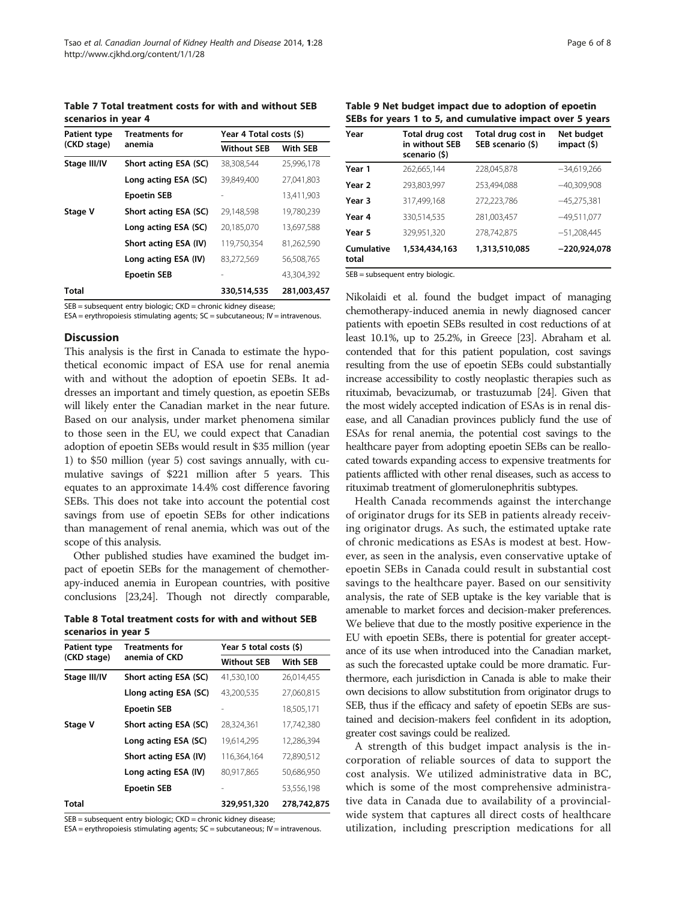**Table 7 Total treatment costs for with and without SEB scenarios in year 4**

| Patient type (CKD stage) | Treatments for anemia | Year 4 Total costs ($) | |
|---|---|---|---|
| | | Without SEB | With SEB |
| **Stage III/IV** | **Short acting ESA (SC)** | 38,308,544 | 25,996,178 |
| | **Long acting ESA (SC)** | 39,849,400 | 27,041,803 |
| | **Epoetin SEB** | - | 13,411,903 |
| **Stage V** | **Short acting ESA (SC)** | 29,148,598 | 19,780,239 |
| | **Long acting ESA (SC)** | 20,185,070 | 13,697,588 |
| | **Short acting ESA (IV)** | 119,750,354 | 81,262,590 |
| | **Long acting ESA (IV)** | 83,272,569 | 56,508,765 |
| | **Epoetin SEB** | - | 43,304,392 |
| **Total** | | **330,514,535** | **281,003,457** |

SEB = subsequent entry biologic; CKD = chronic kidney disease;
ESA = erythropoiesis stimulating agents; SC = subcutaneous; IV = intravenous.

## Discussion

This analysis is the first in Canada to estimate the hypothetical economic impact of ESA use for renal anemia with and without the adoption of epoetin SEBs. It addresses an important and timely question, as epoetin SEBs will likely enter the Canadian market in the near future. Based on our analysis, under market phenomena similar to those seen in the EU, we could expect that Canadian adoption of epoetin SEBs would result in $35 million (year 1) to $50 million (year 5) cost savings annually, with cumulative savings of $221 million after 5 years. This equates to an approximate 14.4% cost difference favoring SEBs. This does not take into account the potential cost savings from use of epoetin SEBs for other indications than management of renal anemia, which was out of the scope of this analysis.

Other published studies have examined the budget impact of epoetin SEBs for the management of chemotherapy-induced anemia in European countries, with positive conclusions [23,24]. Though not directly comparable, Nikolaidi et al. found the budget impact of managing chemotherapy-induced anemia in newly diagnosed cancer patients with epoetin SEBs resulted in cost reductions of at least 10.1%, up to 25.2%, in Greece [23]. Abraham et al. contended that for this patient population, cost savings resulting from the use of epoetin SEBs could substantially increase accessibility to costly neoplastic therapies such as rituximab, bevacizumab, or trastuzumab [24]. Given that the most widely accepted indication of ESAs is in renal disease, and all Canadian provinces publicly fund the use of ESAs for renal anemia, the potential cost savings to the healthcare payer from adopting epoetin SEBs can be reallocated towards expanding access to expensive treatments for patients afflicted with other renal diseases, such as access to rituximab treatment of glomerulonephritis subtypes.

Health Canada recommends against the interchange of originator drugs for its SEB in patients already receiving originator drugs. As such, the estimated uptake rate of chronic medications as ESAs is modest at best. However, as seen in the analysis, even conservative uptake of epoetin SEBs in Canada could result in substantial cost savings to the healthcare payer. Based on our sensitivity analysis, the rate of SEB uptake is the key variable that is amenable to market forces and decision-maker preferences. We believe that due to the mostly positive experience in the EU with epoetin SEBs, there is potential for greater acceptance of its use when introduced into the Canadian market, as such the forecasted uptake could be more dramatic. Furthermore, each jurisdiction in Canada is able to make their own decisions to allow substitution from originator drugs to SEB, thus if the efficacy and safety of epoetin SEBs are sustained and decision-makers feel confident in its adoption, greater cost savings could be realized.

A strength of this budget impact analysis is the incorporation of reliable sources of data to support the cost analysis. We utilized administrative data in BC, which is some of the most comprehensive administrative data in Canada due to availability of a provincial-wide system that captures all direct costs of healthcare utilization, including prescription medications for all

**Table 8 Total treatment costs for with and without SEB scenarios in year 5**

| Patient type (CKD stage) | Treatments for anemia of CKD | Year 5 total costs ($) | |
|---|---|---|---|
| | | Without SEB | With SEB |
| **Stage III/IV** | **Short acting ESA (SC)** | 41,530,100 | 26,014,455 |
| | **Llong acting ESA (SC)** | 43,200,535 | 27,060,815 |
| | **Epoetin SEB** | - | 18,505,171 |
| **Stage V** | **Short acting ESA (SC)** | 28,324,361 | 17,742,380 |
| | **Long acting ESA (SC)** | 19,614,295 | 12,286,394 |
| | **Short acting ESA (IV)** | 116,364,164 | 72,890,512 |
| | **Long acting ESA (IV)** | 80,917,865 | 50,686,950 |
| | **Epoetin SEB** | - | 53,556,198 |
| **Total** | | **329,951,320** | **278,742,875** |

SEB = subsequent entry biologic; CKD = chronic kidney disease;
ESA = erythropoiesis stimulating agents; SC = subcutaneous; IV = intravenous.

**Table 9 Net budget impact due to adoption of epoetin SEBs for years 1 to 5, and cumulative impact over 5 years**

| Year | Total drug cost in without SEB scenario ($) | Total drug cost in SEB scenario ($) | Net budget impact ($) |
|---|---|---|---|
| **Year 1** | 262,665,144 | 228,045,878 | −34,619,266 |
| **Year 2** | 293,803,997 | 253,494,088 | −40,309,908 |
| **Year 3** | 317,499,168 | 272,223,786 | −45,275,381 |
| **Year 4** | 330,514,535 | 281,003,457 | −49,511,077 |
| **Year 5** | 329,951,320 | 278,742,875 | −51,208,445 |
| **Cumulative total** | **1,534,434,163** | **1,313,510,085** | **−220,924,078** |

SEB = subsequent entry biologic.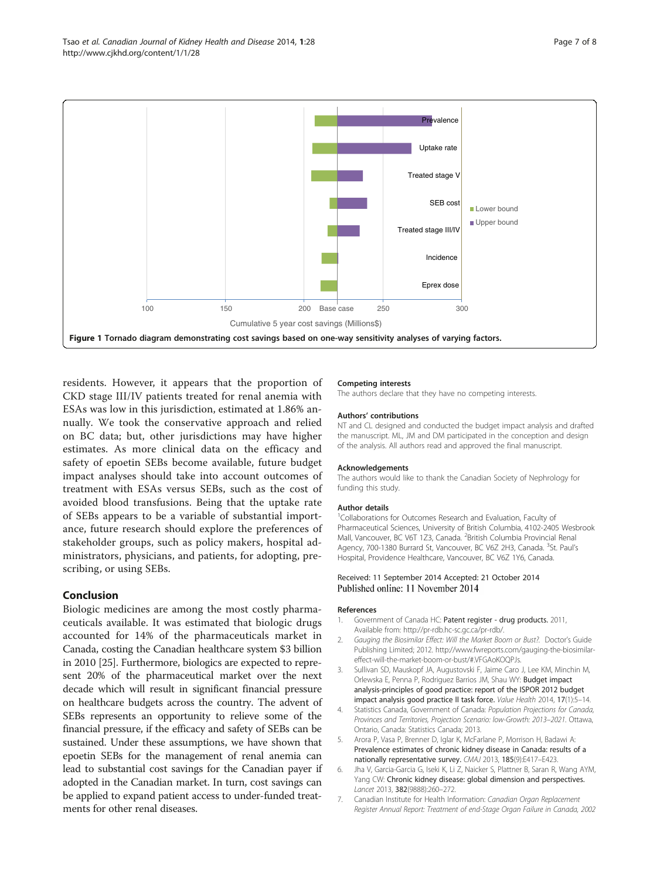Prevalence
Uptake rate
Treated stage V
SEB cost
Treated stage III/IV
Incidence
Eprex dose

Lower bound
Upper bound

100
150
200
Base case
250
300

Cumulative 5 year cost savings (Millions$)

**Figure 1 Tornado diagram demonstrating cost savings based on one-way sensitivity analyses of varying factors.**

residents. However, it appears that the proportion of CKD stage III/IV patients treated for renal anemia with ESAs was low in this jurisdiction, estimated at 1.86% annually. We took the conservative approach and relied on BC data; but, other jurisdictions may have higher estimates. As more clinical data on the efficacy and safety of epoetin SEBs become available, future budget impact analyses should take into account outcomes of treatment with ESAs versus SEBs, such as the cost of avoided blood transfusions. Being that the uptake rate of SEBs appears to be a variable of substantial importance, future research should explore the preferences of stakeholder groups, such as policy makers, hospital administrators, physicians, and patients, for adopting, prescribing, or using SEBs.

## Conclusion

Biologic medicines are among the most costly pharmaceuticals available. It was estimated that biologic drugs accounted for 14% of the pharmaceuticals market in Canada, costing the Canadian healthcare system $3 billion in 2010 [25]. Furthermore, biologics are expected to represent 20% of the pharmaceutical market over the next decade which will result in significant financial pressure on healthcare budgets across the country. The advent of SEBs represents an opportunity to relieve some of the financial pressure, if the efficacy and safety of SEBs can be sustained. Under these assumptions, we have shown that epoetin SEBs for the management of renal anemia can lead to substantial cost savings for the Canadian payer if adopted in the Canadian market. In turn, cost savings can be applied to expand patient access to under-funded treatments for other renal diseases.

#### Competing interests

The authors declare that they have no competing interests.

#### Authors' contributions

NT and CL designed and conducted the budget impact analysis and drafted the manuscript. ML, JM and DM participated in the conception and design of the analysis. All authors read and approved the final manuscript.

#### Acknowledgements

The authors would like to thank the Canadian Society of Nephrology for funding this study.

#### Author details

[1]Collaborations for Outcomes Research and Evaluation, Faculty of Pharmaceutical Sciences, University of British Columbia, 4102-2405 Wesbrook Mall, Vancouver, BC V6T 1Z3, Canada. [2]British Columbia Provincial Renal Agency, 700-1380 Burrard St, Vancouver, BC V6Z 2H3, Canada. [3]St. Paul's Hospital, Providence Healthcare, Vancouver, BC V6Z 1Y6, Canada.

Received: 11 September 2014 Accepted: 21 October 2014
Published online: 11 November 2014

#### References

1. Government of Canada HC: **Patent register - drug products.** 2011, Available from: http://pr-rdb.hc-sc.gc.ca/pr-rdb/.
2. *Gauging the Biosimilar Effect: Will the Market Boom or Bust?.* Doctor's Guide Publishing Limited; 2012. http://www.fwreports.com/gauging-the-biosimilar-effect-will-the-market-boom-or-bust/#.VFGAoKOQPJs.
3. Sullivan SD, Mauskopf JA, Augustovski F, Jaime Caro J, Lee KM, Minchin M, Orlewska E, Penna P, Rodriguez Barrios JM, Shau WY: **Budget impact analysis-principles of good practice: report of the ISPOR 2012 budget impact analysis good practice II task force.** *Value Health* 2014, **17**(1):5–14.
4. Statistics Canada, Government of Canada: *Population Projections for Canada, Provinces and Territories, Projection Scenario: low-Growth: 2013–2021.* Ottawa, Ontario, Canada: Statistics Canada; 2013.
5. Arora P, Vasa P, Brenner D, Iglar K, McFarlane P, Morrison H, Badawi A: **Prevalence estimates of chronic kidney disease in Canada: results of a nationally representative survey.** *CMAJ* 2013, **185**(9):E417–E423.
6. Jha V, Garcia-Garcia G, Iseki K, Li Z, Naicker S, Plattner B, Saran R, Wang AYM, Yang CW: **Chronic kidney disease: global dimension and perspectives.** *Lancet* 2013, **382**(9888):260–272.
7. Canadian Institute for Health Information: *Canadian Organ Replacement Register Annual Report: Treatment of end-Stage Organ Failure in Canada, 2002*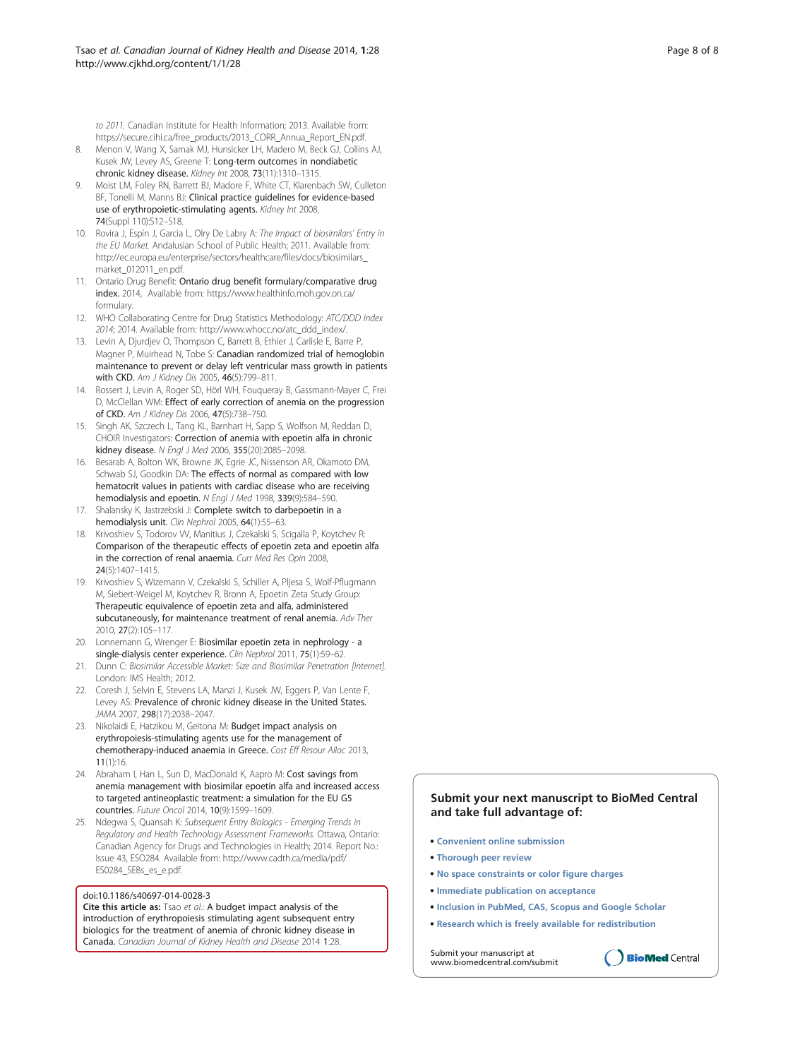to 2011. Canadian Institute for Health Information; 2013. Available from: https://secure.cihi.ca/free_products/2013_CORR_Annua_Report_EN.pdf.

8. Menon V, Wang X, Sarnak MJ, Hunsicker LH, Madero M, Beck GJ, Collins AJ, Kusek JW, Levey AS, Greene T: **Long-term outcomes in nondiabetic chronic kidney disease.** *Kidney Int* 2008, **73**(11):1310–1315.
9. Moist LM, Foley RN, Barrett BJ, Madore F, White CT, Klarenbach SW, Culleton BF, Tonelli M, Manns BJ: **Clinical practice guidelines for evidence-based use of erythropoietic-stimulating agents.** *Kidney Int* 2008, **74**(Suppl 110):S12–S18.
10. Rovira J, Espín J, Garcia L, Olry De Labry A: *The Impact of biosimilars' Entry in the EU Market.* Andalusian School of Public Health; 2011. Available from: http://ec.europa.eu/enterprise/sectors/healthcare/files/docs/biosimilars_market_012011_en.pdf.
11. Ontario Drug Benefit: **Ontario drug benefit formulary/comparative drug index.** 2014, Available from: https://www.healthinfo.moh.gov.on.ca/formulary.
12. WHO Collaborating Centre for Drug Statistics Methodology: *ATC/DDD Index 2014*; 2014. Available from: http://www.whocc.no/atc_ddd_index/.
13. Levin A, Djurdjev O, Thompson C, Barrett B, Ethier J, Carlisle E, Barre P, Magner P, Muirhead N, Tobe S: **Canadian randomized trial of hemoglobin maintenance to prevent or delay left ventricular mass growth in patients with CKD.** *Am J Kidney Dis* 2005, **46**(5):799–811.
14. Rossert J, Levin A, Roger SD, Hörl WH, Fouqueray B, Gassmann-Mayer C, Frei D, McClellan WM: **Effect of early correction of anemia on the progression of CKD.** *Am J Kidney Dis* 2006, **47**(5):738–750.
15. Singh AK, Szczech L, Tang KL, Barnhart H, Sapp S, Wolfson M, Reddan D, CHOIR Investigators: **Correction of anemia with epoetin alfa in chronic kidney disease.** *N Engl J Med* 2006, **355**(20):2085–2098.
16. Besarab A, Bolton WK, Browne JK, Egrie JC, Nissenson AR, Okamoto DM, Schwab SJ, Goodkin DA: **The effects of normal as compared with low hematocrit values in patients with cardiac disease who are receiving hemodialysis and epoetin.** *N Engl J Med* 1998, **339**(9):584–590.
17. Shalansky K, Jastrzebski J: **Complete switch to darbepoetin in a hemodialysis unit.** *Clin Nephrol* 2005, **64**(1):55–63.
18. Krivoshiev S, Todorov VV, Manitius J, Czekalski S, Scigalla P, Koytchev R: **Comparison of the therapeutic effects of epoetin zeta and epoetin alfa in the correction of renal anaemia.** *Curr Med Res Opin* 2008, **24**(5):1407–1415.
19. Krivoshiev S, Wizemann V, Czekalski S, Schiller A, Pljesa S, Wolf-Pflugmann M, Siebert-Weigel M, Koytchev R, Bronn A, Epoetin Zeta Study Group: **Therapeutic equivalence of epoetin zeta and alfa, administered subcutaneously, for maintenance treatment of renal anemia.** *Adv Ther* 2010, **27**(2):105–117.
20. Lonnemann G, Wrenger E: **Biosimilar epoetin zeta in nephrology - a single-dialysis center experience.** *Clin Nephrol* 2011, **75**(1):59–62.
21. Dunn C: *Biosimilar Accessible Market: Size and Biosimilar Penetration [Internet].* London: IMS Health; 2012.
22. Coresh J, Selvin E, Stevens LA, Manzi J, Kusek JW, Eggers P, Van Lente F, Levey AS: **Prevalence of chronic kidney disease in the United States.** *JAMA* 2007, **298**(17):2038–2047.
23. Nikolaidi E, Hatzikou M, Geitona M: **Budget impact analysis on erythropoiesis-stimulating agents use for the management of chemotherapy-induced anaemia in Greece.** *Cost Eff Resour Alloc* 2013, **11**(1):16.
24. Abraham I, Han L, Sun D, MacDonald K, Aapro M: **Cost savings from anemia management with biosimilar epoetin alfa and increased access to targeted antineoplastic treatment: a simulation for the EU G5 countries.** *Future Oncol* 2014, **10**(9):1599–1609.
25. Ndegwa S, Quansah K: *Subsequent Entry Biologics - Emerging Trends in Regulatory and Health Technology Assessment Frameworks.* Ottawa, Ontario: Canadian Agency for Drugs and Technologies in Health; 2014. Report No.: Issue 43, ES0284. Available from: http://www.cadth.ca/media/pdf/ES0284_SEBs_es_e.pdf.

doi:10.1186/s40697-014-0028-3

**Cite this article as:** Tsao *et al.*: A budget impact analysis of the introduction of erythropoiesis stimulating agent subsequent entry biologics for the treatment of anemia of chronic kidney disease in Canada. *Canadian Journal of Kidney Health and Disease* 2014 **1**:28.

**Submit your next manuscript to BioMed Central and take full advantage of:**

- **Convenient online submission**
- **Thorough peer review**
- **No space constraints or color figure charges**
- **Immediate publication on acceptance**
- **Inclusion in PubMed, CAS, Scopus and Google Scholar**
- **Research which is freely available for redistribution**

Submit your manuscript at
www.biomedcentral.com/submit

BioMed Central